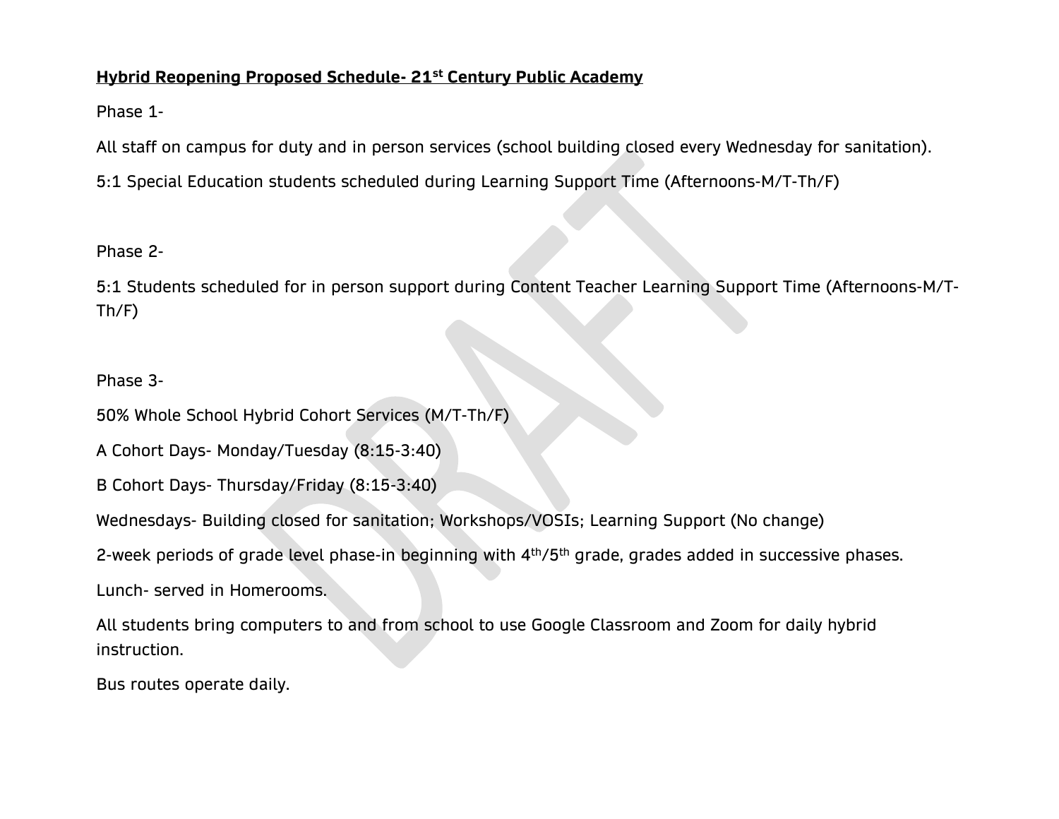**Hybrid Reopening Proposed Schedule- 21st Century Public Academy**

Phase 1-

All staff on campus for duty and in person services (school building closed every Wednesday for sanitation).

5:1 Special Education students scheduled during Learning Support Time (Afternoons-M/T-Th/F)

Phase 2-

5:1 Students scheduled for in person support during Content Teacher Learning Support Time (Afternoons-M/T-Th/F)

Phase 3-

50% Whole School Hybrid Cohort Services (M/T-Th/F)

A Cohort Days- Monday/Tuesday (8:15-3:40)

B Cohort Days- Thursday/Friday (8:15-3:40)

Wednesdays- Building closed for sanitation; Workshops/VOSIs; Learning Support (No change)

2-week periods of grade level phase-in beginning with 4th/5th grade, grades added in successive phases.

Lunch- served in Homerooms.

All students bring computers to and from school to use Google Classroom and Zoom for daily hybrid instruction.

Bus routes operate daily.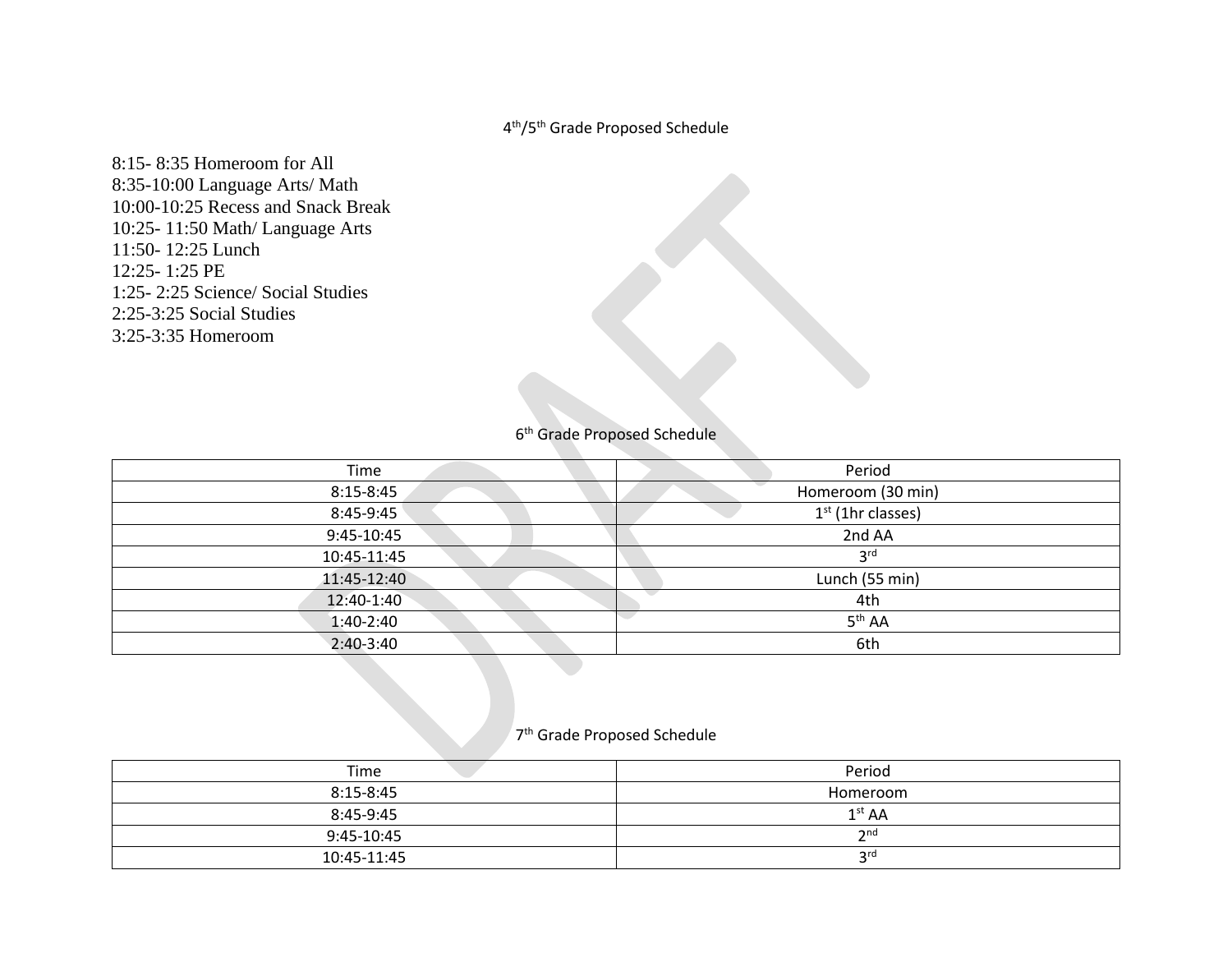4th/5th Grade Proposed Schedule

8:15- 8:35 Homeroom for All
8:35-10:00 Language Arts/ Math
10:00-10:25 Recess and Snack Break
10:25- 11:50 Math/ Language Arts
11:50- 12:25 Lunch
12:25- 1:25 PE
1:25- 2:25 Science/ Social Studies
2:25-3:25 Social Studies
3:25-3:35 Homeroom

6th Grade Proposed Schedule

| Time | Period |
| --- | --- |
| 8:15-8:45 | Homeroom (30 min) |
| 8:45-9:45 | 1st (1hr classes) |
| 9:45-10:45 | 2nd AA |
| 10:45-11:45 | 3rd |
| 11:45-12:40 | Lunch (55 min) |
| 12:40-1:40 | 4th |
| 1:40-2:40 | 5th AA |
| 2:40-3:40 | 6th |

7th Grade Proposed Schedule

| Time | Period |
| --- | --- |
| 8:15-8:45 | Homeroom |
| 8:45-9:45 | 1st AA |
| 9:45-10:45 | 2nd |
| 10:45-11:45 | 3rd |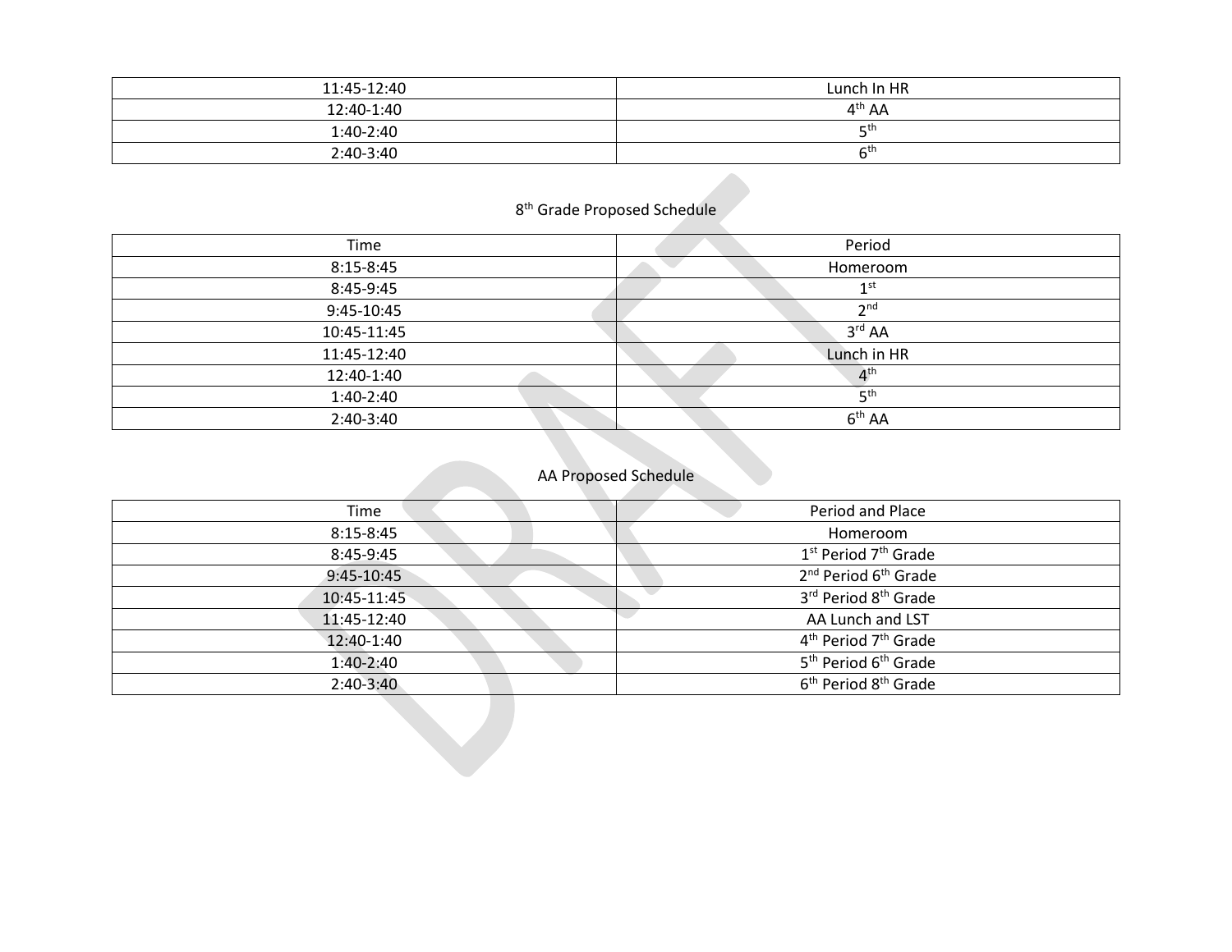| | |
|---|---|
| 11:45-12:40 | Lunch In HR |
| 12:40-1:40 | 4th AA |
| 1:40-2:40 | 5th |
| 2:40-3:40 | 6th |

8th Grade Proposed Schedule

| Time | Period |
|---|---|
| 8:15-8:45 | Homeroom |
| 8:45-9:45 | 1st |
| 9:45-10:45 | 2nd |
| 10:45-11:45 | 3rd AA |
| 11:45-12:40 | Lunch in HR |
| 12:40-1:40 | 4th |
| 1:40-2:40 | 5th |
| 2:40-3:40 | 6th AA |

AA Proposed Schedule

| Time | Period and Place |
|---|---|
| 8:15-8:45 | Homeroom |
| 8:45-9:45 | 1st Period 7th Grade |
| 9:45-10:45 | 2nd Period 6th Grade |
| 10:45-11:45 | 3rd Period 8th Grade |
| 11:45-12:40 | AA Lunch and LST |
| 12:40-1:40 | 4th Period 7th Grade |
| 1:40-2:40 | 5th Period 6th Grade |
| 2:40-3:40 | 6th Period 8th Grade |